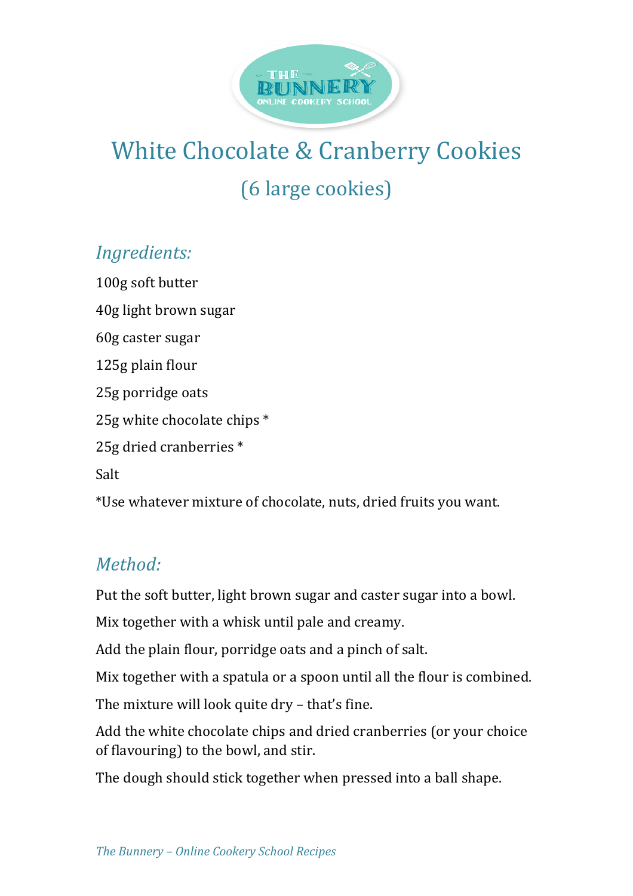# White Chocolate & Cranberry Cookies

## (6 large cookies)

### *Ingredients:*

100g soft butter

40g light brown sugar

60g caster sugar

125g plain flour

25g porridge oats

25g white chocolate chips *

25g dried cranberries *

Salt

*Use whatever mixture of chocolate, nuts, dried fruits you want.

### *Method:*

Put the soft butter, light brown sugar and caster sugar into a bowl.

Mix together with a whisk until pale and creamy.

Add the plain flour, porridge oats and a pinch of salt.

Mix together with a spatula or a spoon until all the flour is combined.

The mixture will look quite dry – that's fine.

Add the white chocolate chips and dried cranberries (or your choice of flavouring) to the bowl, and stir.

The dough should stick together when pressed into a ball shape.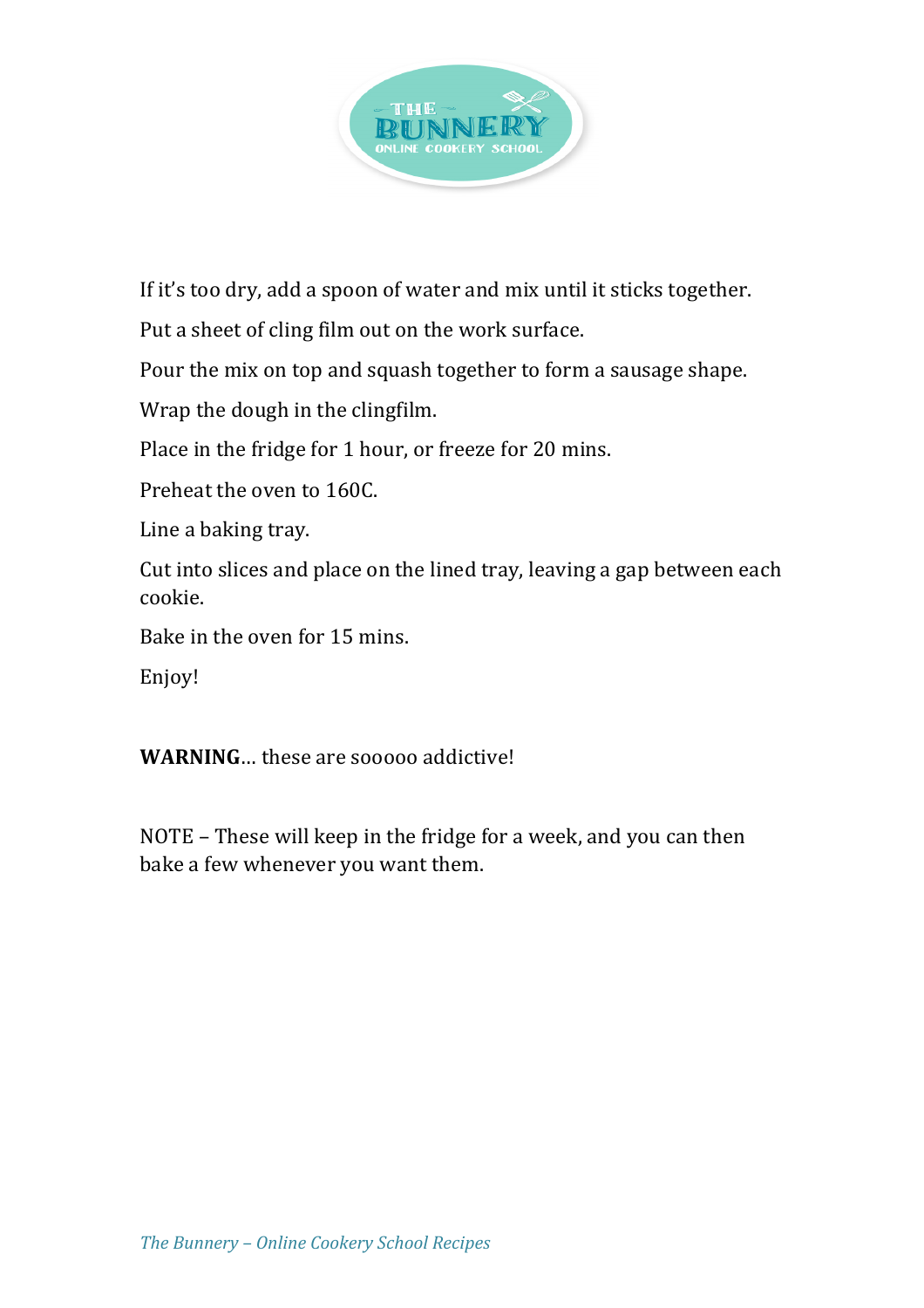If it's too dry, add a spoon of water and mix until it sticks together.

Put a sheet of cling film out on the work surface.

Pour the mix on top and squash together to form a sausage shape.

Wrap the dough in the clingfilm.

Place in the fridge for 1 hour, or freeze for 20 mins.

Preheat the oven to 160C.

Line a baking tray.

Cut into slices and place on the lined tray, leaving a gap between each cookie.

Bake in the oven for 15 mins.

Enjoy!

**WARNING**… these are sooooo addictive!

NOTE – These will keep in the fridge for a week, and you can then bake a few whenever you want them.